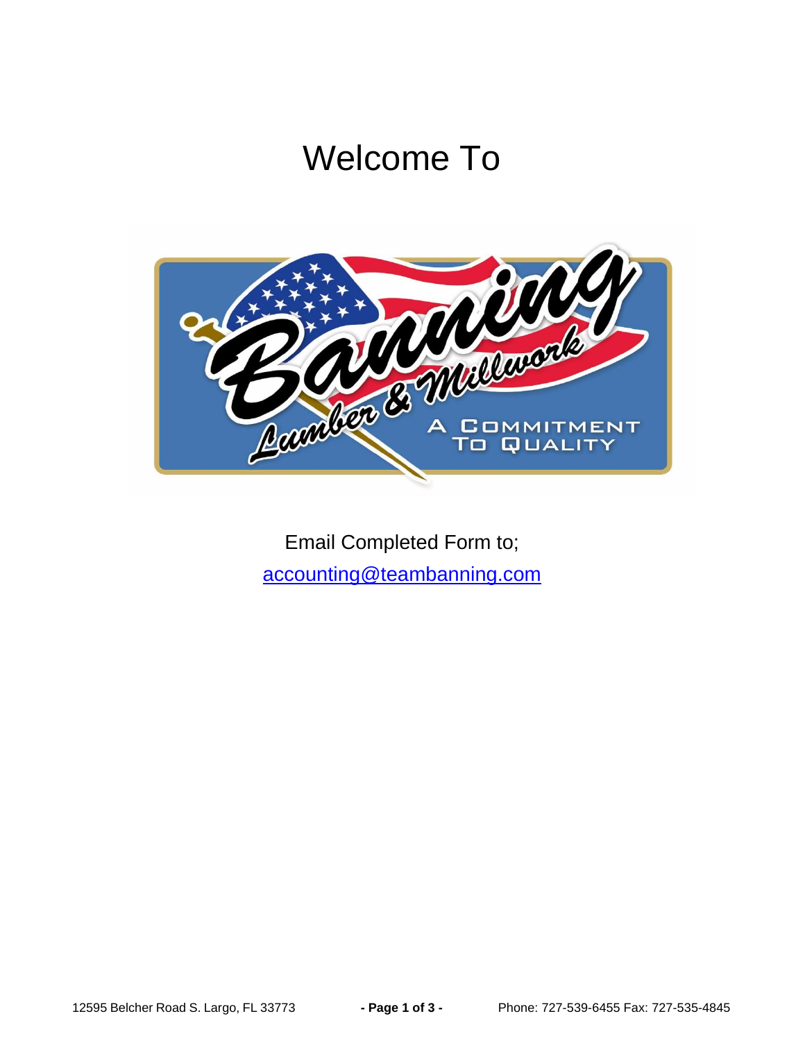# Welcome To

Email Completed Form to;
accounting@teambanning.com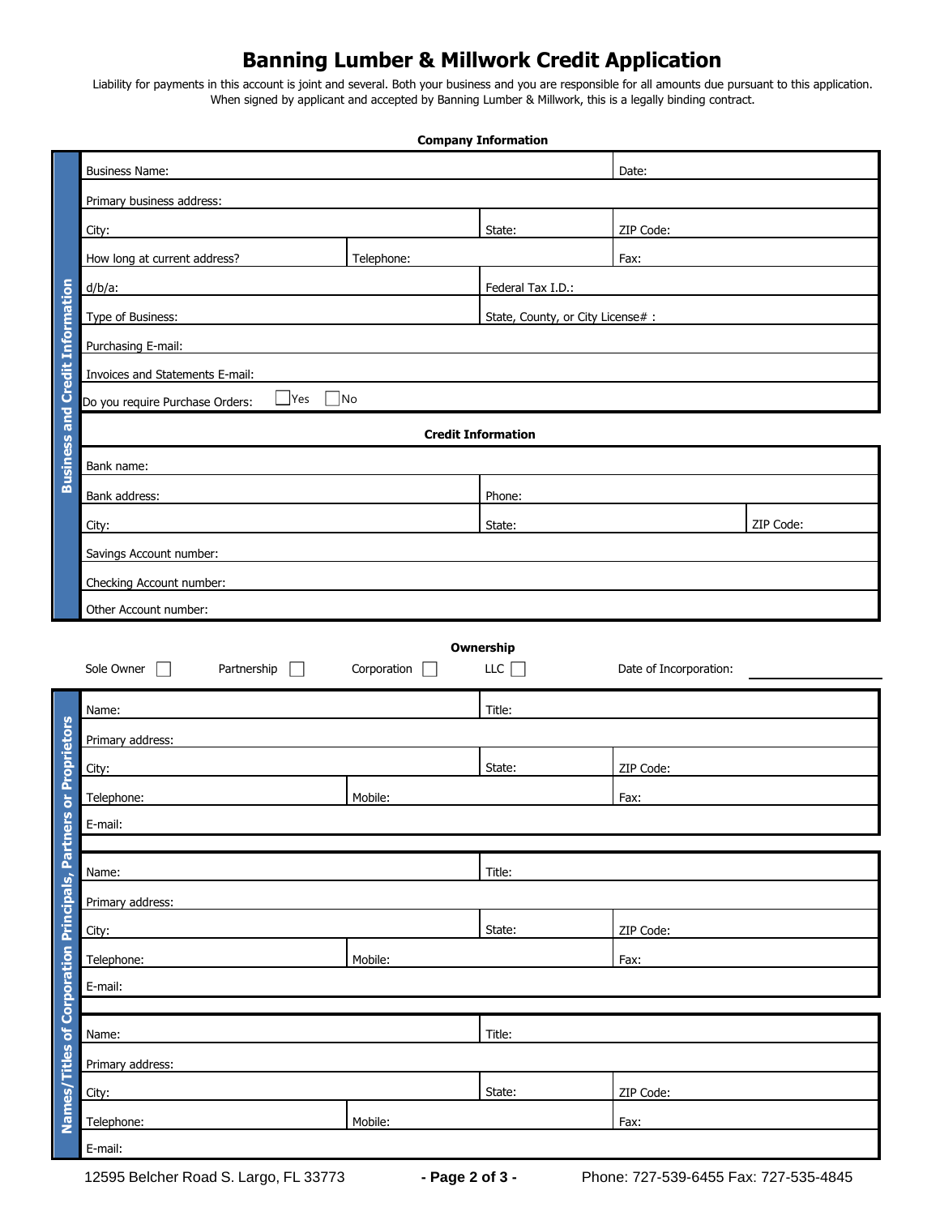# Banning Lumber & Millwork Credit Application

Liability for payments in this account is joint and several. Both your business and you are responsible for all amounts due pursuant to this application. When signed by applicant and accepted by Banning Lumber & Millwork, this is a legally binding contract.

## Business and Credit Information

**Company Information**

| | | |
|---|---|---|
| Business Name: | | Date: |
| Primary business address: | | |
| City: | State: | ZIP Code: |
| How long at current address? | Telephone: | Fax: |
| d/b/a: | Federal Tax I.D.: | |
| Type of Business: | State, County, or City License# : | |
| Purchasing E-mail: | | |
| Invoices and Statements E-mail: | | |
| Do you require Purchase Orders: ☐ Yes ☐ No | | |

**Credit Information**

| | | |
|---|---|---|
| Bank name: | | |
| Bank address: | Phone: | |
| City: | State: | ZIP Code: |
| Savings Account number: | | |
| Checking Account number: | | |
| Other Account number: | | |

**Ownership**

Sole Owner ☐ Partnership ☐ Corporation ☐ LLC ☐ Date of Incorporation: ____________

## Names/Titles of Corporation Principals, Partners or Proprietors

| | | |
|---|---|---|
| Name: | Title: | |
| Primary address: | | |
| City: | State: | ZIP Code: |
| Telephone: | Mobile: | Fax: |
| E-mail: | | |

| | | |
|---|---|---|
| Name: | Title: | |
| Primary address: | | |
| City: | State: | ZIP Code: |
| Telephone: | Mobile: | Fax: |
| E-mail: | | |

| | | |
|---|---|---|
| Name: | Title: | |
| Primary address: | | |
| City: | State: | ZIP Code: |
| Telephone: | Mobile: | Fax: |
| E-mail: | | |

12595 Belcher Road S. Largo, FL 33773 Phone: 727-539-6455 Fax: 727-535-4845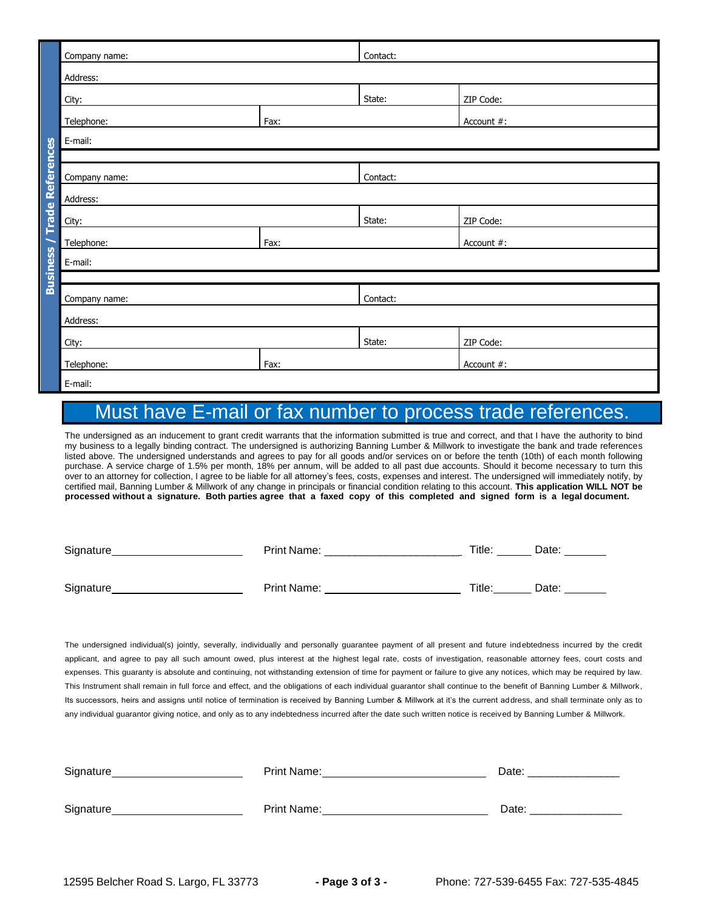## Business / Trade References

| | | | |
|---|---|---|---|
| Company name: | | Contact: | |
| Address: | | | |
| City: | | State: | ZIP Code: |
| Telephone: | Fax: | | Account #: |
| E-mail: | | | |

| | | | |
|---|---|---|---|
| Company name: | | Contact: | |
| Address: | | | |
| City: | | State: | ZIP Code: |
| Telephone: | Fax: | | Account #: |
| E-mail: | | | |

| | | | |
|---|---|---|---|
| Company name: | | Contact: | |
| Address: | | | |
| City: | | State: | ZIP Code: |
| Telephone: | Fax: | | Account #: |
| E-mail: | | | |

## Must have E-mail or fax number to process trade references.

The undersigned as an inducement to grant credit warrants that the information submitted is true and correct, and that I have the authority to bind my business to a legally binding contract. The undersigned is authorizing Banning Lumber & Millwork to investigate the bank and trade references listed above. The undersigned understands and agrees to pay for all goods and/or services on or before the tenth (10th) of each month following purchase. A service charge of 1.5% per month, 18% per annum, will be added to all past due accounts. Should it become necessary to turn this over to an attorney for collection, I agree to be liable for all attorney's fees, costs, expenses and interest. The undersigned will immediately notify, by certified mail, Banning Lumber & Millwork of any change in principals or financial condition relating to this account. **This application WILL NOT be processed without a signature. Both parties agree that a faxed copy of this completed and signed form is a legal document.**

Signature______________________ Print Name: ______________________ Title: ______ Date: _______

Signature______________________ Print Name: ______________________ Title: ______ Date: _______

The undersigned individual(s) jointly, severally, individually and personally guarantee payment of all present and future indebtedness incurred by the credit applicant, and agree to pay all such amount owed, plus interest at the highest legal rate, costs of investigation, reasonable attorney fees, court costs and expenses. This guaranty is absolute and continuing, not withstanding extension of time for payment or failure to give any notices, which may be required by law. This Instrument shall remain in full force and effect, and the obligations of each individual guarantor shall continue to the benefit of Banning Lumber & Millwork, Its successors, heirs and assigns until notice of termination is received by Banning Lumber & Millwork at it's the current address, and shall terminate only as to any individual guarantor giving notice, and only as to any indebtedness incurred after the date such written notice is received by Banning Lumber & Millwork.

Signature______________________ Print Name:___________________________ Date: _______________

Signature______________________ Print Name:___________________________ Date: _______________

12595 Belcher Road S. Largo, FL 33773 Phone: 727-539-6455 Fax: 727-535-4845